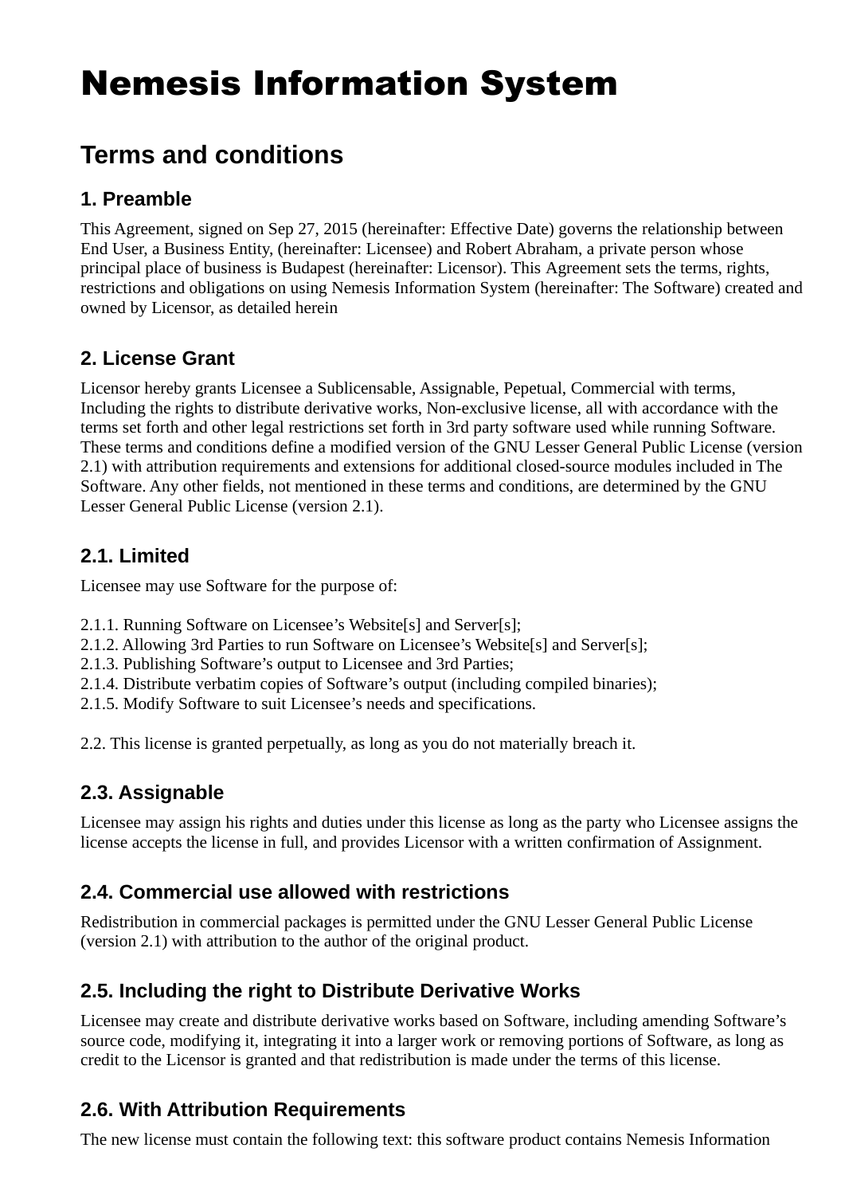# Nemesis Information System

## Terms and conditions

### 1. Preamble

This Agreement, signed on Sep 27, 2015 (hereinafter: Effective Date) governs the relationship between End User, a Business Entity, (hereinafter: Licensee) and Robert Abraham, a private person whose principal place of business is Budapest (hereinafter: Licensor). This Agreement sets the terms, rights, restrictions and obligations on using Nemesis Information System (hereinafter: The Software) created and owned by Licensor, as detailed herein

### 2. License Grant

Licensor hereby grants Licensee a Sublicensable, Assignable, Pepetual, Commercial with terms, Including the rights to distribute derivative works, Non-exclusive license, all with accordance with the terms set forth and other legal restrictions set forth in 3rd party software used while running Software. These terms and conditions define a modified version of the GNU Lesser General Public License (version 2.1) with attribution requirements and extensions for additional closed-source modules included in The Software. Any other fields, not mentioned in these terms and conditions, are determined by the GNU Lesser General Public License (version 2.1).

### 2.1. Limited

Licensee may use Software for the purpose of:

2.1.1. Running Software on Licensee's Website[s] and Server[s];
2.1.2. Allowing 3rd Parties to run Software on Licensee's Website[s] and Server[s];
2.1.3. Publishing Software's output to Licensee and 3rd Parties;
2.1.4. Distribute verbatim copies of Software's output (including compiled binaries);
2.1.5. Modify Software to suit Licensee's needs and specifications.

2.2. This license is granted perpetually, as long as you do not materially breach it.

### 2.3. Assignable

Licensee may assign his rights and duties under this license as long as the party who Licensee assigns the license accepts the license in full, and provides Licensor with a written confirmation of Assignment.

### 2.4. Commercial use allowed with restrictions

Redistribution in commercial packages is permitted under the GNU Lesser General Public License (version 2.1) with attribution to the author of the original product.

### 2.5. Including the right to Distribute Derivative Works

Licensee may create and distribute derivative works based on Software, including amending Software's source code, modifying it, integrating it into a larger work or removing portions of Software, as long as credit to the Licensor is granted and that redistribution is made under the terms of this license.

### 2.6. With Attribution Requirements

The new license must contain the following text: this software product contains Nemesis Information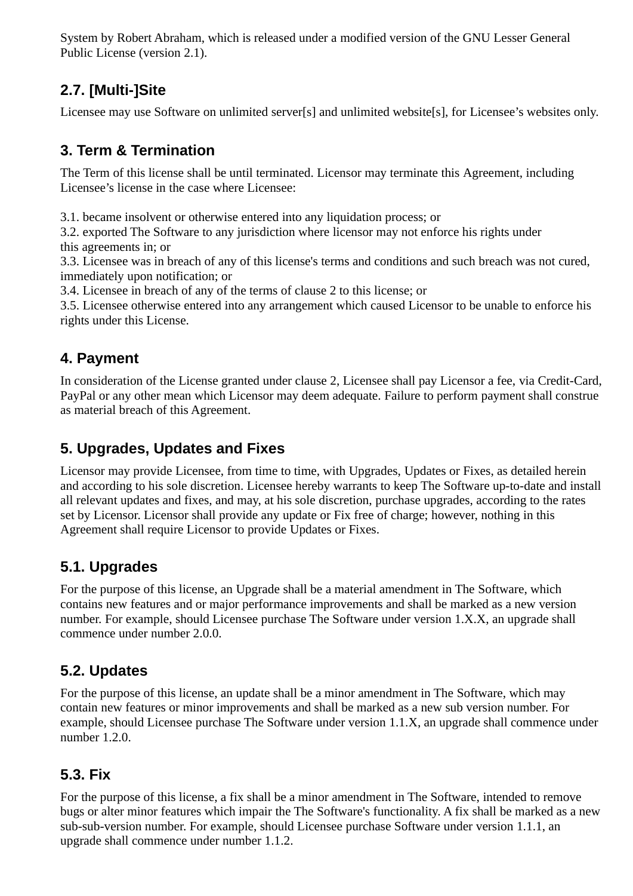System by Robert Abraham, which is released under a modified version of the GNU Lesser General Public License (version 2.1).

## 2.7. [Multi-]Site

Licensee may use Software on unlimited server[s] and unlimited website[s], for Licensee's websites only.

## 3. Term & Termination

The Term of this license shall be until terminated. Licensor may terminate this Agreement, including Licensee's license in the case where Licensee:

3.1. became insolvent or otherwise entered into any liquidation process; or
3.2. exported The Software to any jurisdiction where licensor may not enforce his rights under this agreements in; or
3.3. Licensee was in breach of any of this license's terms and conditions and such breach was not cured, immediately upon notification; or
3.4. Licensee in breach of any of the terms of clause 2 to this license; or
3.5. Licensee otherwise entered into any arrangement which caused Licensor to be unable to enforce his rights under this License.

## 4. Payment

In consideration of the License granted under clause 2, Licensee shall pay Licensor a fee, via Credit-Card, PayPal or any other mean which Licensor may deem adequate. Failure to perform payment shall construe as material breach of this Agreement.

## 5. Upgrades, Updates and Fixes

Licensor may provide Licensee, from time to time, with Upgrades, Updates or Fixes, as detailed herein and according to his sole discretion. Licensee hereby warrants to keep The Software up-to-date and install all relevant updates and fixes, and may, at his sole discretion, purchase upgrades, according to the rates set by Licensor. Licensor shall provide any update or Fix free of charge; however, nothing in this Agreement shall require Licensor to provide Updates or Fixes.

## 5.1. Upgrades

For the purpose of this license, an Upgrade shall be a material amendment in The Software, which contains new features and or major performance improvements and shall be marked as a new version number. For example, should Licensee purchase The Software under version 1.X.X, an upgrade shall commence under number 2.0.0.

## 5.2. Updates

For the purpose of this license, an update shall be a minor amendment in The Software, which may contain new features or minor improvements and shall be marked as a new sub version number. For example, should Licensee purchase The Software under version 1.1.X, an upgrade shall commence under number 1.2.0.

## 5.3. Fix

For the purpose of this license, a fix shall be a minor amendment in The Software, intended to remove bugs or alter minor features which impair the The Software's functionality. A fix shall be marked as a new sub-sub-version number. For example, should Licensee purchase Software under version 1.1.1, an upgrade shall commence under number 1.1.2.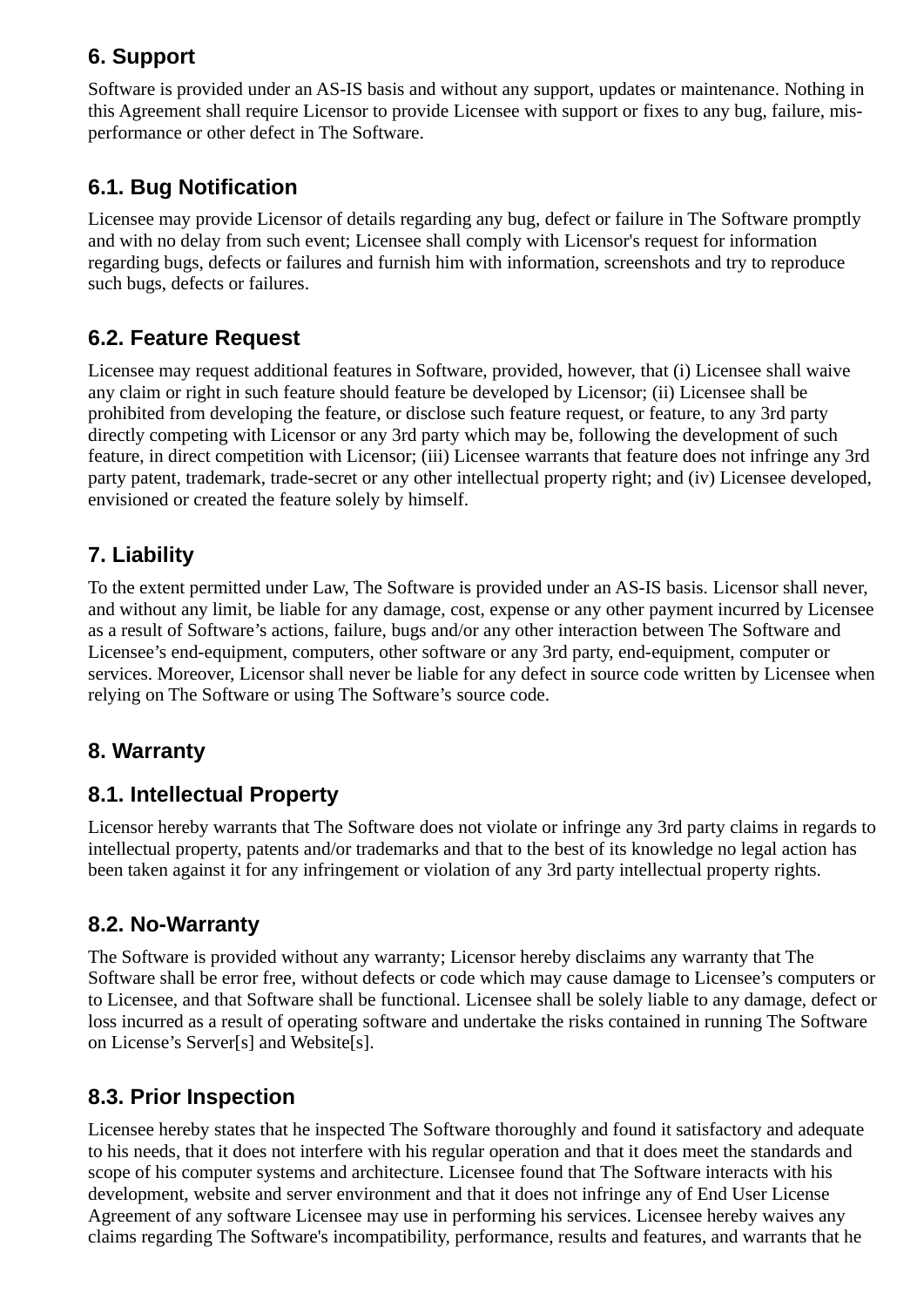## 6. Support

Software is provided under an AS-IS basis and without any support, updates or maintenance. Nothing in this Agreement shall require Licensor to provide Licensee with support or fixes to any bug, failure, mis-performance or other defect in The Software.

### 6.1. Bug Notification

Licensee may provide Licensor of details regarding any bug, defect or failure in The Software promptly and with no delay from such event; Licensee shall comply with Licensor's request for information regarding bugs, defects or failures and furnish him with information, screenshots and try to reproduce such bugs, defects or failures.

### 6.2. Feature Request

Licensee may request additional features in Software, provided, however, that (i) Licensee shall waive any claim or right in such feature should feature be developed by Licensor; (ii) Licensee shall be prohibited from developing the feature, or disclose such feature request, or feature, to any 3rd party directly competing with Licensor or any 3rd party which may be, following the development of such feature, in direct competition with Licensor; (iii) Licensee warrants that feature does not infringe any 3rd party patent, trademark, trade-secret or any other intellectual property right; and (iv) Licensee developed, envisioned or created the feature solely by himself.

## 7. Liability

To the extent permitted under Law, The Software is provided under an AS-IS basis. Licensor shall never, and without any limit, be liable for any damage, cost, expense or any other payment incurred by Licensee as a result of Software's actions, failure, bugs and/or any other interaction between The Software and Licensee's end-equipment, computers, other software or any 3rd party, end-equipment, computer or services. Moreover, Licensor shall never be liable for any defect in source code written by Licensee when relying on The Software or using The Software's source code.

## 8. Warranty

### 8.1. Intellectual Property

Licensor hereby warrants that The Software does not violate or infringe any 3rd party claims in regards to intellectual property, patents and/or trademarks and that to the best of its knowledge no legal action has been taken against it for any infringement or violation of any 3rd party intellectual property rights.

### 8.2. No-Warranty

The Software is provided without any warranty; Licensor hereby disclaims any warranty that The Software shall be error free, without defects or code which may cause damage to Licensee's computers or to Licensee, and that Software shall be functional. Licensee shall be solely liable to any damage, defect or loss incurred as a result of operating software and undertake the risks contained in running The Software on License's Server[s] and Website[s].

### 8.3. Prior Inspection

Licensee hereby states that he inspected The Software thoroughly and found it satisfactory and adequate to his needs, that it does not interfere with his regular operation and that it does meet the standards and scope of his computer systems and architecture. Licensee found that The Software interacts with his development, website and server environment and that it does not infringe any of End User License Agreement of any software Licensee may use in performing his services. Licensee hereby waives any claims regarding The Software's incompatibility, performance, results and features, and warrants that he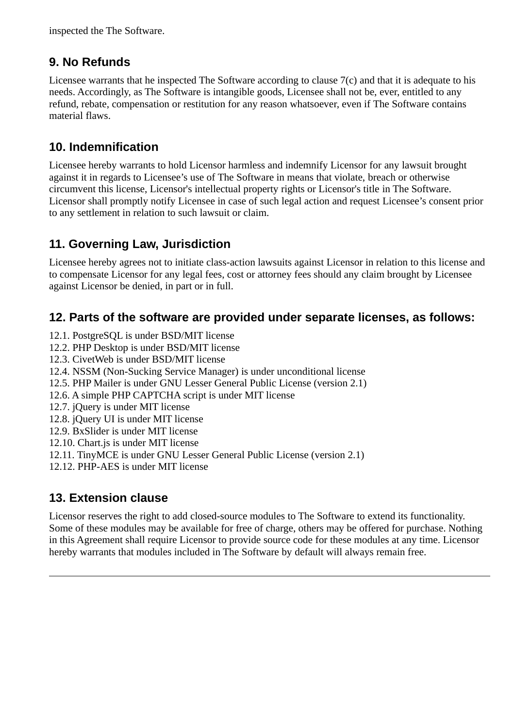inspected the The Software.

## 9. No Refunds

Licensee warrants that he inspected The Software according to clause 7(c) and that it is adequate to his needs. Accordingly, as The Software is intangible goods, Licensee shall not be, ever, entitled to any refund, rebate, compensation or restitution for any reason whatsoever, even if The Software contains material flaws.

## 10. Indemnification

Licensee hereby warrants to hold Licensor harmless and indemnify Licensor for any lawsuit brought against it in regards to Licensee’s use of The Software in means that violate, breach or otherwise circumvent this license, Licensor's intellectual property rights or Licensor's title in The Software. Licensor shall promptly notify Licensee in case of such legal action and request Licensee’s consent prior to any settlement in relation to such lawsuit or claim.

## 11. Governing Law, Jurisdiction

Licensee hereby agrees not to initiate class-action lawsuits against Licensor in relation to this license and to compensate Licensor for any legal fees, cost or attorney fees should any claim brought by Licensee against Licensor be denied, in part or in full.

## 12. Parts of the software are provided under separate licenses, as follows:

12.1. PostgreSQL is under BSD/MIT license
12.2. PHP Desktop is under BSD/MIT license
12.3. CivetWeb is under BSD/MIT license
12.4. NSSM (Non-Sucking Service Manager) is under unconditional license
12.5. PHP Mailer is under GNU Lesser General Public License (version 2.1)
12.6. A simple PHP CAPTCHA script is under MIT license
12.7. jQuery is under MIT license
12.8. jQuery UI is under MIT license
12.9. BxSlider is under MIT license
12.10. Chart.js is under MIT license
12.11. TinyMCE is under GNU Lesser General Public License (version 2.1)
12.12. PHP-AES is under MIT license

## 13. Extension clause

Licensor reserves the right to add closed-source modules to The Software to extend its functionality. Some of these modules may be available for free of charge, others may be offered for purchase. Nothing in this Agreement shall require Licensor to provide source code for these modules at any time. Licensor hereby warrants that modules included in The Software by default will always remain free.

---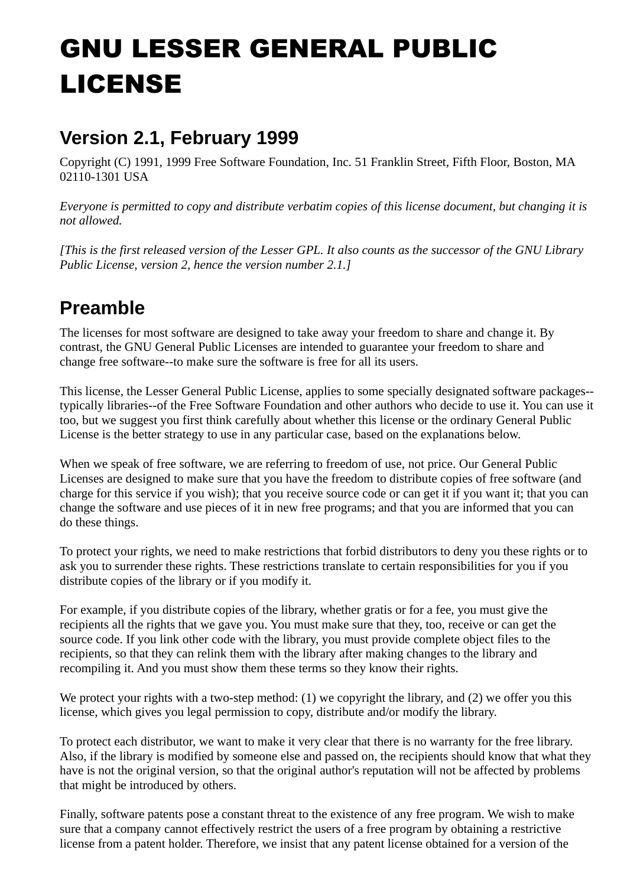# GNU LESSER GENERAL PUBLIC LICENSE

## Version 2.1, February 1999

Copyright (C) 1991, 1999 Free Software Foundation, Inc. 51 Franklin Street, Fifth Floor, Boston, MA 02110-1301 USA

*Everyone is permitted to copy and distribute verbatim copies of this license document, but changing it is not allowed.*

*[This is the first released version of the Lesser GPL. It also counts as the successor of the GNU Library Public License, version 2, hence the version number 2.1.]*

## Preamble

The licenses for most software are designed to take away your freedom to share and change it. By contrast, the GNU General Public Licenses are intended to guarantee your freedom to share and change free software--to make sure the software is free for all its users.

This license, the Lesser General Public License, applies to some specially designated software packages--typically libraries--of the Free Software Foundation and other authors who decide to use it. You can use it too, but we suggest you first think carefully about whether this license or the ordinary General Public License is the better strategy to use in any particular case, based on the explanations below.

When we speak of free software, we are referring to freedom of use, not price. Our General Public Licenses are designed to make sure that you have the freedom to distribute copies of free software (and charge for this service if you wish); that you receive source code or can get it if you want it; that you can change the software and use pieces of it in new free programs; and that you are informed that you can do these things.

To protect your rights, we need to make restrictions that forbid distributors to deny you these rights or to ask you to surrender these rights. These restrictions translate to certain responsibilities for you if you distribute copies of the library or if you modify it.

For example, if you distribute copies of the library, whether gratis or for a fee, you must give the recipients all the rights that we gave you. You must make sure that they, too, receive or can get the source code. If you link other code with the library, you must provide complete object files to the recipients, so that they can relink them with the library after making changes to the library and recompiling it. And you must show them these terms so they know their rights.

We protect your rights with a two-step method: (1) we copyright the library, and (2) we offer you this license, which gives you legal permission to copy, distribute and/or modify the library.

To protect each distributor, we want to make it very clear that there is no warranty for the free library. Also, if the library is modified by someone else and passed on, the recipients should know that what they have is not the original version, so that the original author's reputation will not be affected by problems that might be introduced by others.

Finally, software patents pose a constant threat to the existence of any free program. We wish to make sure that a company cannot effectively restrict the users of a free program by obtaining a restrictive license from a patent holder. Therefore, we insist that any patent license obtained for a version of the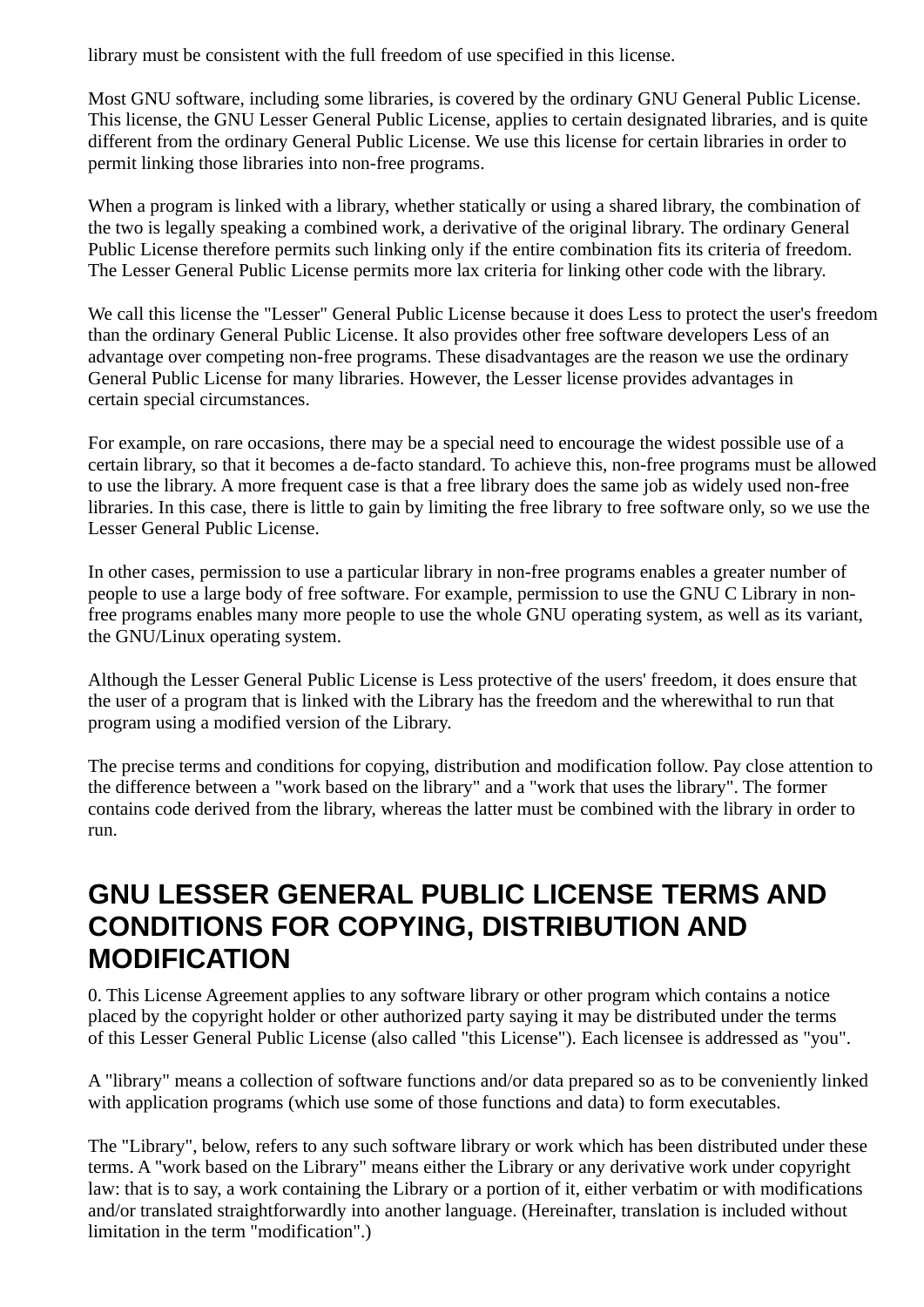library must be consistent with the full freedom of use specified in this license.

Most GNU software, including some libraries, is covered by the ordinary GNU General Public License. This license, the GNU Lesser General Public License, applies to certain designated libraries, and is quite different from the ordinary General Public License. We use this license for certain libraries in order to permit linking those libraries into non-free programs.

When a program is linked with a library, whether statically or using a shared library, the combination of the two is legally speaking a combined work, a derivative of the original library. The ordinary General Public License therefore permits such linking only if the entire combination fits its criteria of freedom. The Lesser General Public License permits more lax criteria for linking other code with the library.

We call this license the "Lesser" General Public License because it does Less to protect the user's freedom than the ordinary General Public License. It also provides other free software developers Less of an advantage over competing non-free programs. These disadvantages are the reason we use the ordinary General Public License for many libraries. However, the Lesser license provides advantages in certain special circumstances.

For example, on rare occasions, there may be a special need to encourage the widest possible use of a certain library, so that it becomes a de-facto standard. To achieve this, non-free programs must be allowed to use the library. A more frequent case is that a free library does the same job as widely used non-free libraries. In this case, there is little to gain by limiting the free library to free software only, so we use the Lesser General Public License.

In other cases, permission to use a particular library in non-free programs enables a greater number of people to use a large body of free software. For example, permission to use the GNU C Library in non-free programs enables many more people to use the whole GNU operating system, as well as its variant, the GNU/Linux operating system.

Although the Lesser General Public License is Less protective of the users' freedom, it does ensure that the user of a program that is linked with the Library has the freedom and the wherewithal to run that program using a modified version of the Library.

The precise terms and conditions for copying, distribution and modification follow. Pay close attention to the difference between a "work based on the library" and a "work that uses the library". The former contains code derived from the library, whereas the latter must be combined with the library in order to run.

## GNU LESSER GENERAL PUBLIC LICENSE TERMS AND CONDITIONS FOR COPYING, DISTRIBUTION AND MODIFICATION

0. This License Agreement applies to any software library or other program which contains a notice placed by the copyright holder or other authorized party saying it may be distributed under the terms of this Lesser General Public License (also called "this License"). Each licensee is addressed as "you".

A "library" means a collection of software functions and/or data prepared so as to be conveniently linked with application programs (which use some of those functions and data) to form executables.

The "Library", below, refers to any such software library or work which has been distributed under these terms. A "work based on the Library" means either the Library or any derivative work under copyright law: that is to say, a work containing the Library or a portion of it, either verbatim or with modifications and/or translated straightforwardly into another language. (Hereinafter, translation is included without limitation in the term "modification".)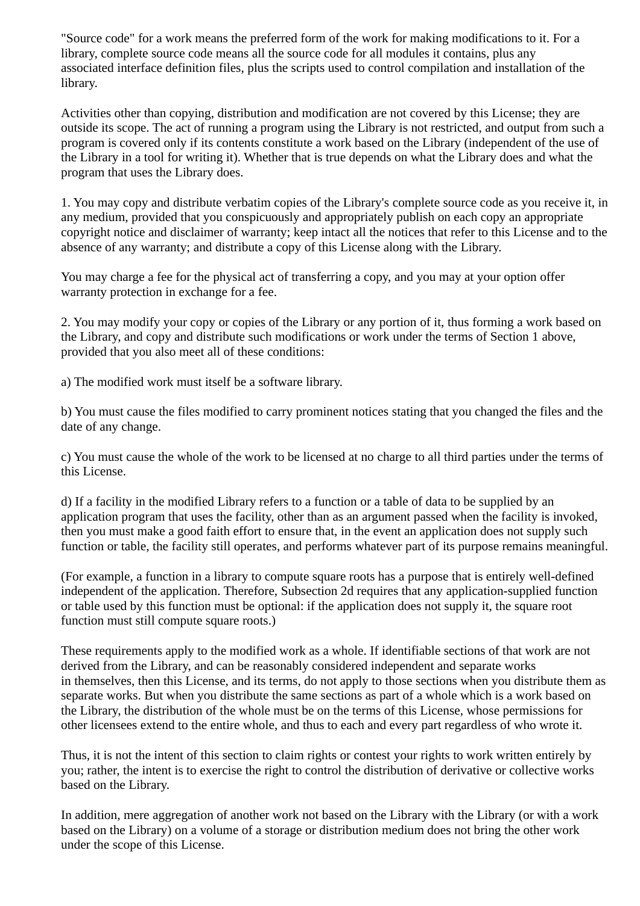"Source code" for a work means the preferred form of the work for making modifications to it. For a library, complete source code means all the source code for all modules it contains, plus any associated interface definition files, plus the scripts used to control compilation and installation of the library.

Activities other than copying, distribution and modification are not covered by this License; they are outside its scope. The act of running a program using the Library is not restricted, and output from such a program is covered only if its contents constitute a work based on the Library (independent of the use of the Library in a tool for writing it). Whether that is true depends on what the Library does and what the program that uses the Library does.

1. You may copy and distribute verbatim copies of the Library's complete source code as you receive it, in any medium, provided that you conspicuously and appropriately publish on each copy an appropriate copyright notice and disclaimer of warranty; keep intact all the notices that refer to this License and to the absence of any warranty; and distribute a copy of this License along with the Library.

You may charge a fee for the physical act of transferring a copy, and you may at your option offer warranty protection in exchange for a fee.

2. You may modify your copy or copies of the Library or any portion of it, thus forming a work based on the Library, and copy and distribute such modifications or work under the terms of Section 1 above, provided that you also meet all of these conditions:

a) The modified work must itself be a software library.

b) You must cause the files modified to carry prominent notices stating that you changed the files and the date of any change.

c) You must cause the whole of the work to be licensed at no charge to all third parties under the terms of this License.

d) If a facility in the modified Library refers to a function or a table of data to be supplied by an application program that uses the facility, other than as an argument passed when the facility is invoked, then you must make a good faith effort to ensure that, in the event an application does not supply such function or table, the facility still operates, and performs whatever part of its purpose remains meaningful.

(For example, a function in a library to compute square roots has a purpose that is entirely well-defined independent of the application. Therefore, Subsection 2d requires that any application-supplied function or table used by this function must be optional: if the application does not supply it, the square root function must still compute square roots.)

These requirements apply to the modified work as a whole. If identifiable sections of that work are not derived from the Library, and can be reasonably considered independent and separate works in themselves, then this License, and its terms, do not apply to those sections when you distribute them as separate works. But when you distribute the same sections as part of a whole which is a work based on the Library, the distribution of the whole must be on the terms of this License, whose permissions for other licensees extend to the entire whole, and thus to each and every part regardless of who wrote it.

Thus, it is not the intent of this section to claim rights or contest your rights to work written entirely by you; rather, the intent is to exercise the right to control the distribution of derivative or collective works based on the Library.

In addition, mere aggregation of another work not based on the Library with the Library (or with a work based on the Library) on a volume of a storage or distribution medium does not bring the other work under the scope of this License.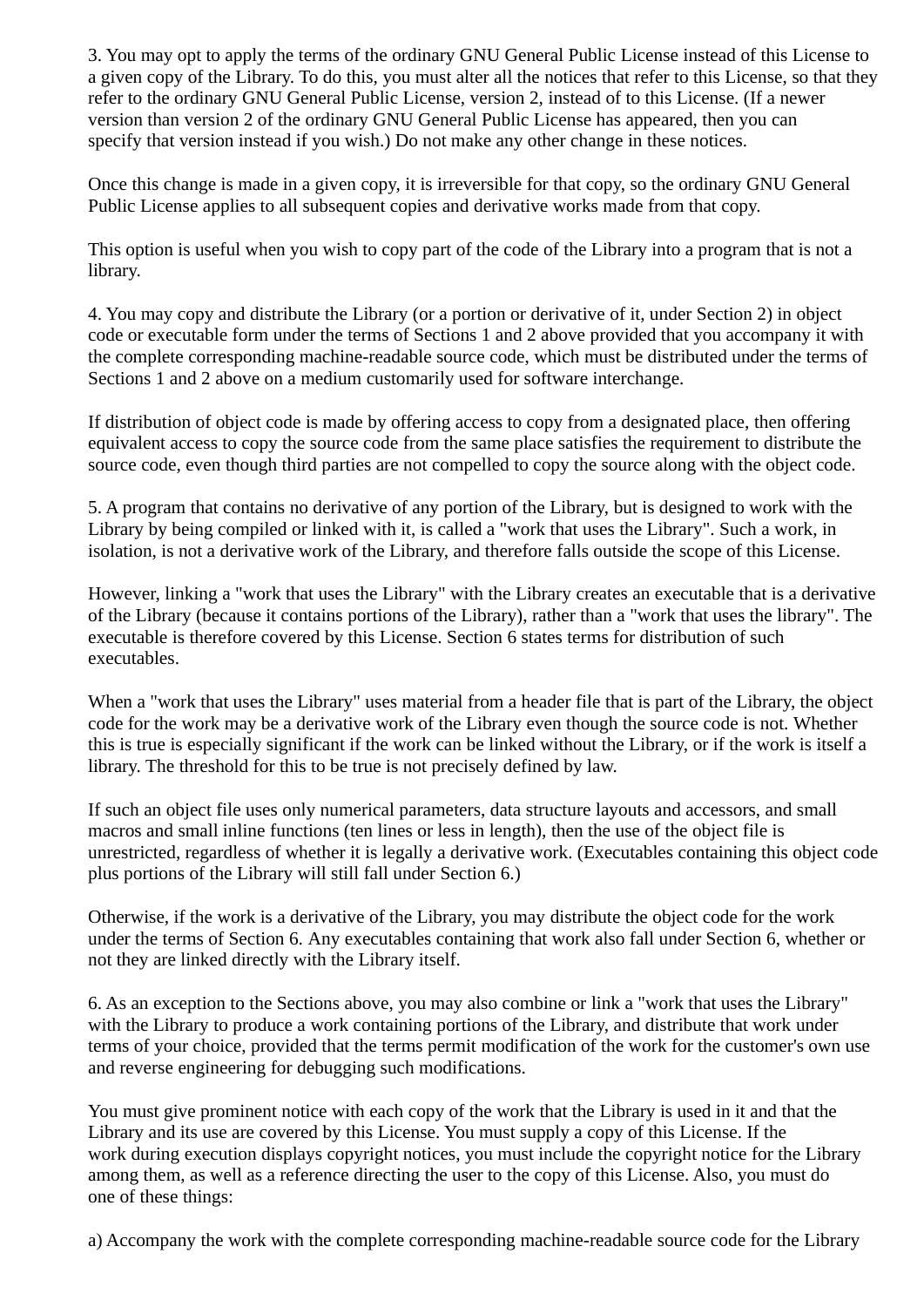3. You may opt to apply the terms of the ordinary GNU General Public License instead of this License to a given copy of the Library. To do this, you must alter all the notices that refer to this License, so that they refer to the ordinary GNU General Public License, version 2, instead of to this License. (If a newer version than version 2 of the ordinary GNU General Public License has appeared, then you can specify that version instead if you wish.) Do not make any other change in these notices.

Once this change is made in a given copy, it is irreversible for that copy, so the ordinary GNU General Public License applies to all subsequent copies and derivative works made from that copy.

This option is useful when you wish to copy part of the code of the Library into a program that is not a library.

4. You may copy and distribute the Library (or a portion or derivative of it, under Section 2) in object code or executable form under the terms of Sections 1 and 2 above provided that you accompany it with the complete corresponding machine-readable source code, which must be distributed under the terms of Sections 1 and 2 above on a medium customarily used for software interchange.

If distribution of object code is made by offering access to copy from a designated place, then offering equivalent access to copy the source code from the same place satisfies the requirement to distribute the source code, even though third parties are not compelled to copy the source along with the object code.

5. A program that contains no derivative of any portion of the Library, but is designed to work with the Library by being compiled or linked with it, is called a "work that uses the Library". Such a work, in isolation, is not a derivative work of the Library, and therefore falls outside the scope of this License.

However, linking a "work that uses the Library" with the Library creates an executable that is a derivative of the Library (because it contains portions of the Library), rather than a "work that uses the library". The executable is therefore covered by this License. Section 6 states terms for distribution of such executables.

When a "work that uses the Library" uses material from a header file that is part of the Library, the object code for the work may be a derivative work of the Library even though the source code is not. Whether this is true is especially significant if the work can be linked without the Library, or if the work is itself a library. The threshold for this to be true is not precisely defined by law.

If such an object file uses only numerical parameters, data structure layouts and accessors, and small macros and small inline functions (ten lines or less in length), then the use of the object file is unrestricted, regardless of whether it is legally a derivative work. (Executables containing this object code plus portions of the Library will still fall under Section 6.)

Otherwise, if the work is a derivative of the Library, you may distribute the object code for the work under the terms of Section 6. Any executables containing that work also fall under Section 6, whether or not they are linked directly with the Library itself.

6. As an exception to the Sections above, you may also combine or link a "work that uses the Library" with the Library to produce a work containing portions of the Library, and distribute that work under terms of your choice, provided that the terms permit modification of the work for the customer's own use and reverse engineering for debugging such modifications.

You must give prominent notice with each copy of the work that the Library is used in it and that the Library and its use are covered by this License. You must supply a copy of this License. If the work during execution displays copyright notices, you must include the copyright notice for the Library among them, as well as a reference directing the user to the copy of this License. Also, you must do one of these things:

a) Accompany the work with the complete corresponding machine-readable source code for the Library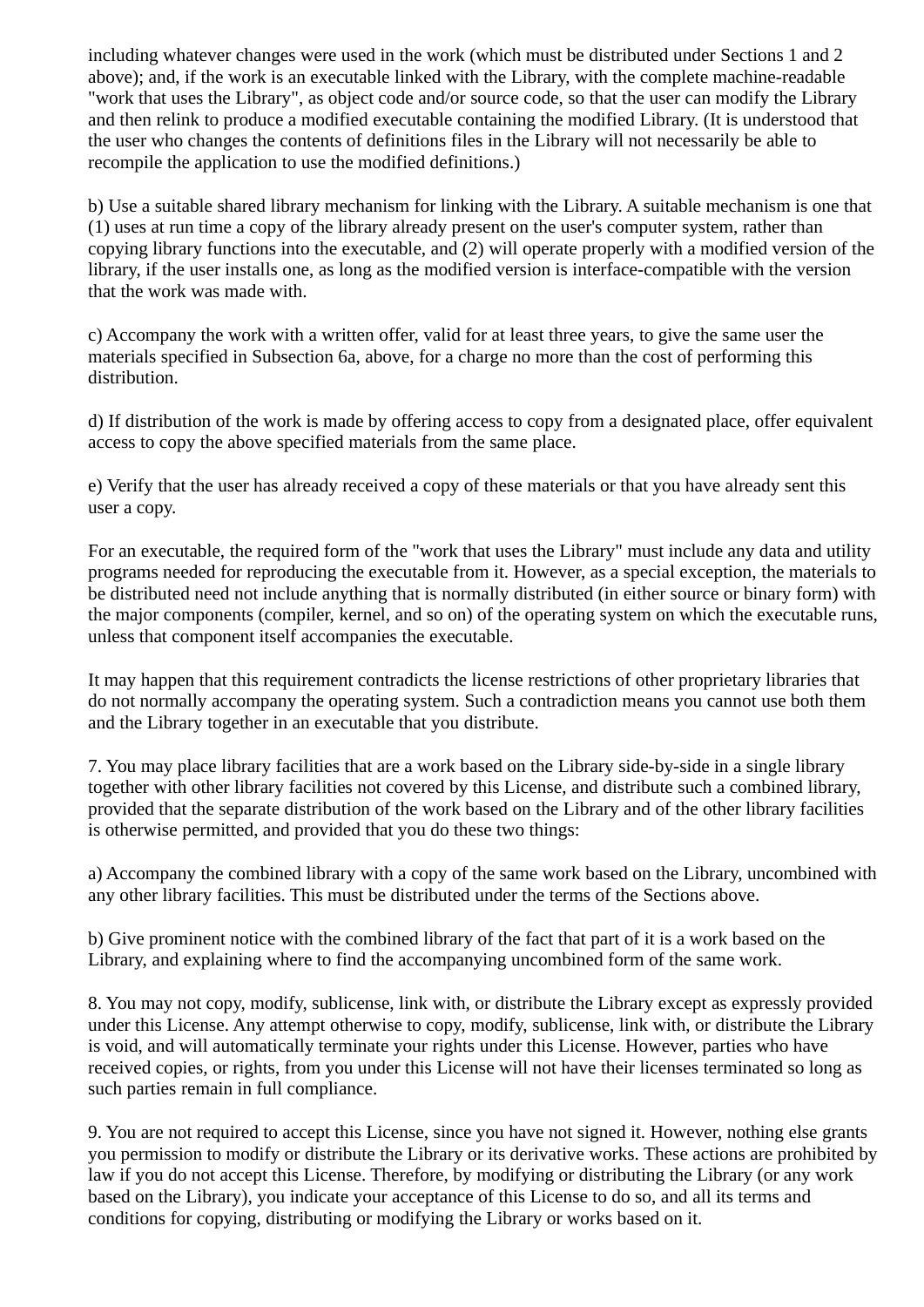including whatever changes were used in the work (which must be distributed under Sections 1 and 2 above); and, if the work is an executable linked with the Library, with the complete machine-readable "work that uses the Library", as object code and/or source code, so that the user can modify the Library and then relink to produce a modified executable containing the modified Library. (It is understood that the user who changes the contents of definitions files in the Library will not necessarily be able to recompile the application to use the modified definitions.)

b) Use a suitable shared library mechanism for linking with the Library. A suitable mechanism is one that (1) uses at run time a copy of the library already present on the user's computer system, rather than copying library functions into the executable, and (2) will operate properly with a modified version of the library, if the user installs one, as long as the modified version is interface-compatible with the version that the work was made with.

c) Accompany the work with a written offer, valid for at least three years, to give the same user the materials specified in Subsection 6a, above, for a charge no more than the cost of performing this distribution.

d) If distribution of the work is made by offering access to copy from a designated place, offer equivalent access to copy the above specified materials from the same place.

e) Verify that the user has already received a copy of these materials or that you have already sent this user a copy.

For an executable, the required form of the "work that uses the Library" must include any data and utility programs needed for reproducing the executable from it. However, as a special exception, the materials to be distributed need not include anything that is normally distributed (in either source or binary form) with the major components (compiler, kernel, and so on) of the operating system on which the executable runs, unless that component itself accompanies the executable.

It may happen that this requirement contradicts the license restrictions of other proprietary libraries that do not normally accompany the operating system. Such a contradiction means you cannot use both them and the Library together in an executable that you distribute.

7. You may place library facilities that are a work based on the Library side-by-side in a single library together with other library facilities not covered by this License, and distribute such a combined library, provided that the separate distribution of the work based on the Library and of the other library facilities is otherwise permitted, and provided that you do these two things:

a) Accompany the combined library with a copy of the same work based on the Library, uncombined with any other library facilities. This must be distributed under the terms of the Sections above.

b) Give prominent notice with the combined library of the fact that part of it is a work based on the Library, and explaining where to find the accompanying uncombined form of the same work.

8. You may not copy, modify, sublicense, link with, or distribute the Library except as expressly provided under this License. Any attempt otherwise to copy, modify, sublicense, link with, or distribute the Library is void, and will automatically terminate your rights under this License. However, parties who have received copies, or rights, from you under this License will not have their licenses terminated so long as such parties remain in full compliance.

9. You are not required to accept this License, since you have not signed it. However, nothing else grants you permission to modify or distribute the Library or its derivative works. These actions are prohibited by law if you do not accept this License. Therefore, by modifying or distributing the Library (or any work based on the Library), you indicate your acceptance of this License to do so, and all its terms and conditions for copying, distributing or modifying the Library or works based on it.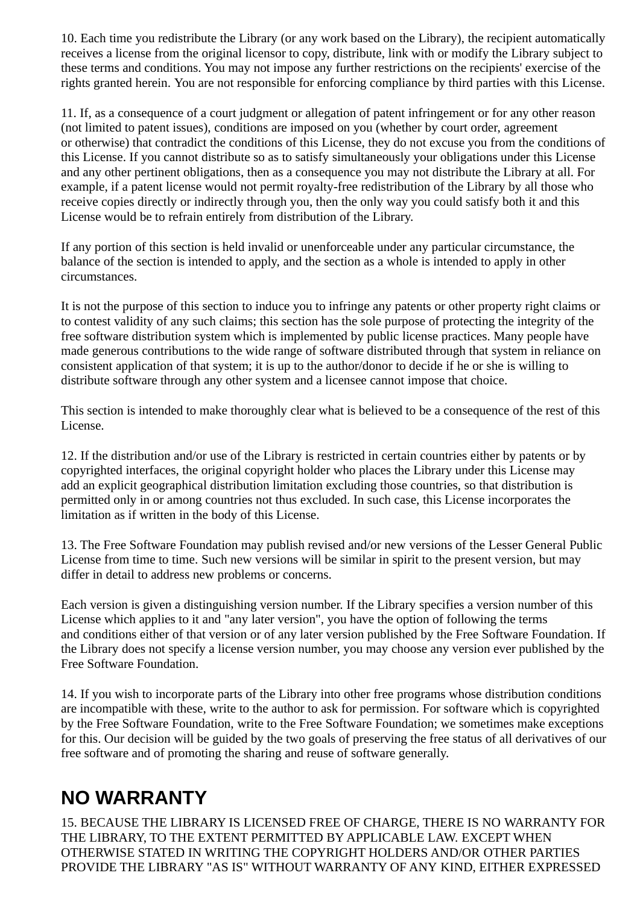10. Each time you redistribute the Library (or any work based on the Library), the recipient automatically receives a license from the original licensor to copy, distribute, link with or modify the Library subject to these terms and conditions. You may not impose any further restrictions on the recipients' exercise of the rights granted herein. You are not responsible for enforcing compliance by third parties with this License.

11. If, as a consequence of a court judgment or allegation of patent infringement or for any other reason (not limited to patent issues), conditions are imposed on you (whether by court order, agreement or otherwise) that contradict the conditions of this License, they do not excuse you from the conditions of this License. If you cannot distribute so as to satisfy simultaneously your obligations under this License and any other pertinent obligations, then as a consequence you may not distribute the Library at all. For example, if a patent license would not permit royalty-free redistribution of the Library by all those who receive copies directly or indirectly through you, then the only way you could satisfy both it and this License would be to refrain entirely from distribution of the Library.

If any portion of this section is held invalid or unenforceable under any particular circumstance, the balance of the section is intended to apply, and the section as a whole is intended to apply in other circumstances.

It is not the purpose of this section to induce you to infringe any patents or other property right claims or to contest validity of any such claims; this section has the sole purpose of protecting the integrity of the free software distribution system which is implemented by public license practices. Many people have made generous contributions to the wide range of software distributed through that system in reliance on consistent application of that system; it is up to the author/donor to decide if he or she is willing to distribute software through any other system and a licensee cannot impose that choice.

This section is intended to make thoroughly clear what is believed to be a consequence of the rest of this License.

12. If the distribution and/or use of the Library is restricted in certain countries either by patents or by copyrighted interfaces, the original copyright holder who places the Library under this License may add an explicit geographical distribution limitation excluding those countries, so that distribution is permitted only in or among countries not thus excluded. In such case, this License incorporates the limitation as if written in the body of this License.

13. The Free Software Foundation may publish revised and/or new versions of the Lesser General Public License from time to time. Such new versions will be similar in spirit to the present version, but may differ in detail to address new problems or concerns.

Each version is given a distinguishing version number. If the Library specifies a version number of this License which applies to it and "any later version", you have the option of following the terms and conditions either of that version or of any later version published by the Free Software Foundation. If the Library does not specify a license version number, you may choose any version ever published by the Free Software Foundation.

14. If you wish to incorporate parts of the Library into other free programs whose distribution conditions are incompatible with these, write to the author to ask for permission. For software which is copyrighted by the Free Software Foundation, write to the Free Software Foundation; we sometimes make exceptions for this. Our decision will be guided by the two goals of preserving the free status of all derivatives of our free software and of promoting the sharing and reuse of software generally.

## NO WARRANTY

15. BECAUSE THE LIBRARY IS LICENSED FREE OF CHARGE, THERE IS NO WARRANTY FOR THE LIBRARY, TO THE EXTENT PERMITTED BY APPLICABLE LAW. EXCEPT WHEN OTHERWISE STATED IN WRITING THE COPYRIGHT HOLDERS AND/OR OTHER PARTIES PROVIDE THE LIBRARY "AS IS" WITHOUT WARRANTY OF ANY KIND, EITHER EXPRESSED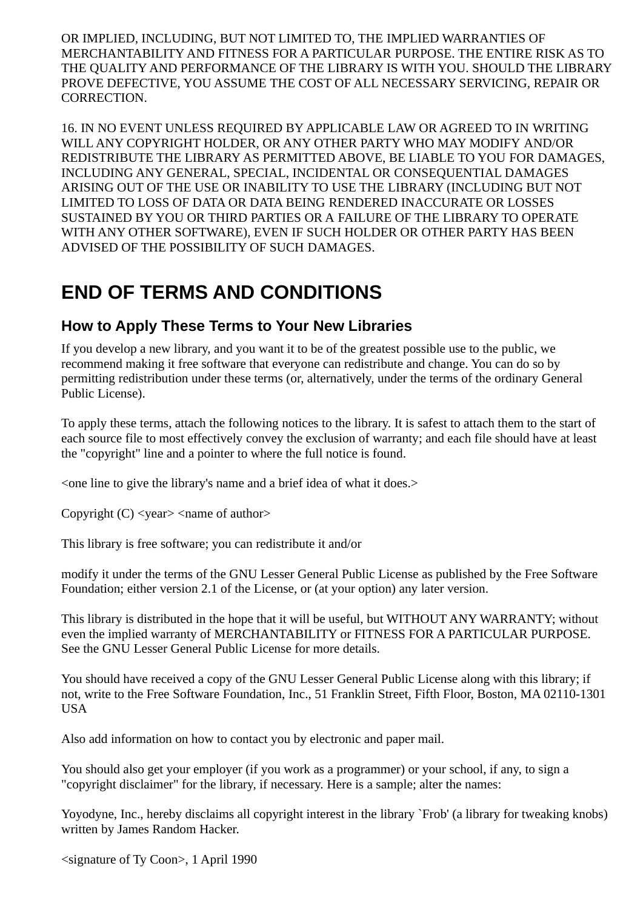OR IMPLIED, INCLUDING, BUT NOT LIMITED TO, THE IMPLIED WARRANTIES OF MERCHANTABILITY AND FITNESS FOR A PARTICULAR PURPOSE. THE ENTIRE RISK AS TO THE QUALITY AND PERFORMANCE OF THE LIBRARY IS WITH YOU. SHOULD THE LIBRARY PROVE DEFECTIVE, YOU ASSUME THE COST OF ALL NECESSARY SERVICING, REPAIR OR CORRECTION.

16. IN NO EVENT UNLESS REQUIRED BY APPLICABLE LAW OR AGREED TO IN WRITING WILL ANY COPYRIGHT HOLDER, OR ANY OTHER PARTY WHO MAY MODIFY AND/OR REDISTRIBUTE THE LIBRARY AS PERMITTED ABOVE, BE LIABLE TO YOU FOR DAMAGES, INCLUDING ANY GENERAL, SPECIAL, INCIDENTAL OR CONSEQUENTIAL DAMAGES ARISING OUT OF THE USE OR INABILITY TO USE THE LIBRARY (INCLUDING BUT NOT LIMITED TO LOSS OF DATA OR DATA BEING RENDERED INACCURATE OR LOSSES SUSTAINED BY YOU OR THIRD PARTIES OR A FAILURE OF THE LIBRARY TO OPERATE WITH ANY OTHER SOFTWARE), EVEN IF SUCH HOLDER OR OTHER PARTY HAS BEEN ADVISED OF THE POSSIBILITY OF SUCH DAMAGES.

# END OF TERMS AND CONDITIONS

## How to Apply These Terms to Your New Libraries

If you develop a new library, and you want it to be of the greatest possible use to the public, we recommend making it free software that everyone can redistribute and change. You can do so by permitting redistribution under these terms (or, alternatively, under the terms of the ordinary General Public License).

To apply these terms, attach the following notices to the library. It is safest to attach them to the start of each source file to most effectively convey the exclusion of warranty; and each file should have at least the "copyright" line and a pointer to where the full notice is found.

<one line to give the library's name and a brief idea of what it does.>

Copyright (C) <year> <name of author>

This library is free software; you can redistribute it and/or

modify it under the terms of the GNU Lesser General Public License as published by the Free Software Foundation; either version 2.1 of the License, or (at your option) any later version.

This library is distributed in the hope that it will be useful, but WITHOUT ANY WARRANTY; without even the implied warranty of MERCHANTABILITY or FITNESS FOR A PARTICULAR PURPOSE. See the GNU Lesser General Public License for more details.

You should have received a copy of the GNU Lesser General Public License along with this library; if not, write to the Free Software Foundation, Inc., 51 Franklin Street, Fifth Floor, Boston, MA 02110-1301 USA

Also add information on how to contact you by electronic and paper mail.

You should also get your employer (if you work as a programmer) or your school, if any, to sign a "copyright disclaimer" for the library, if necessary. Here is a sample; alter the names:

Yoyodyne, Inc., hereby disclaims all copyright interest in the library `Frob' (a library for tweaking knobs) written by James Random Hacker.

<signature of Ty Coon>, 1 April 1990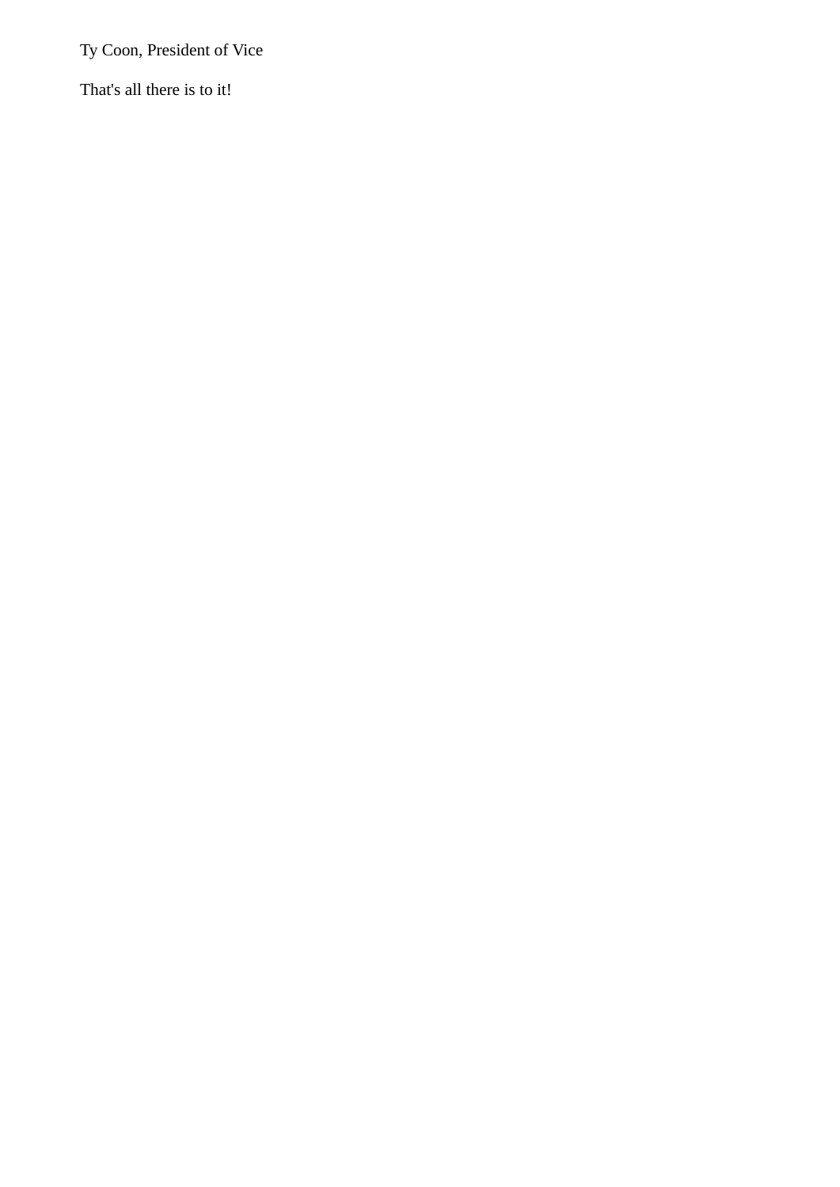Ty Coon, President of Vice

That's all there is to it!